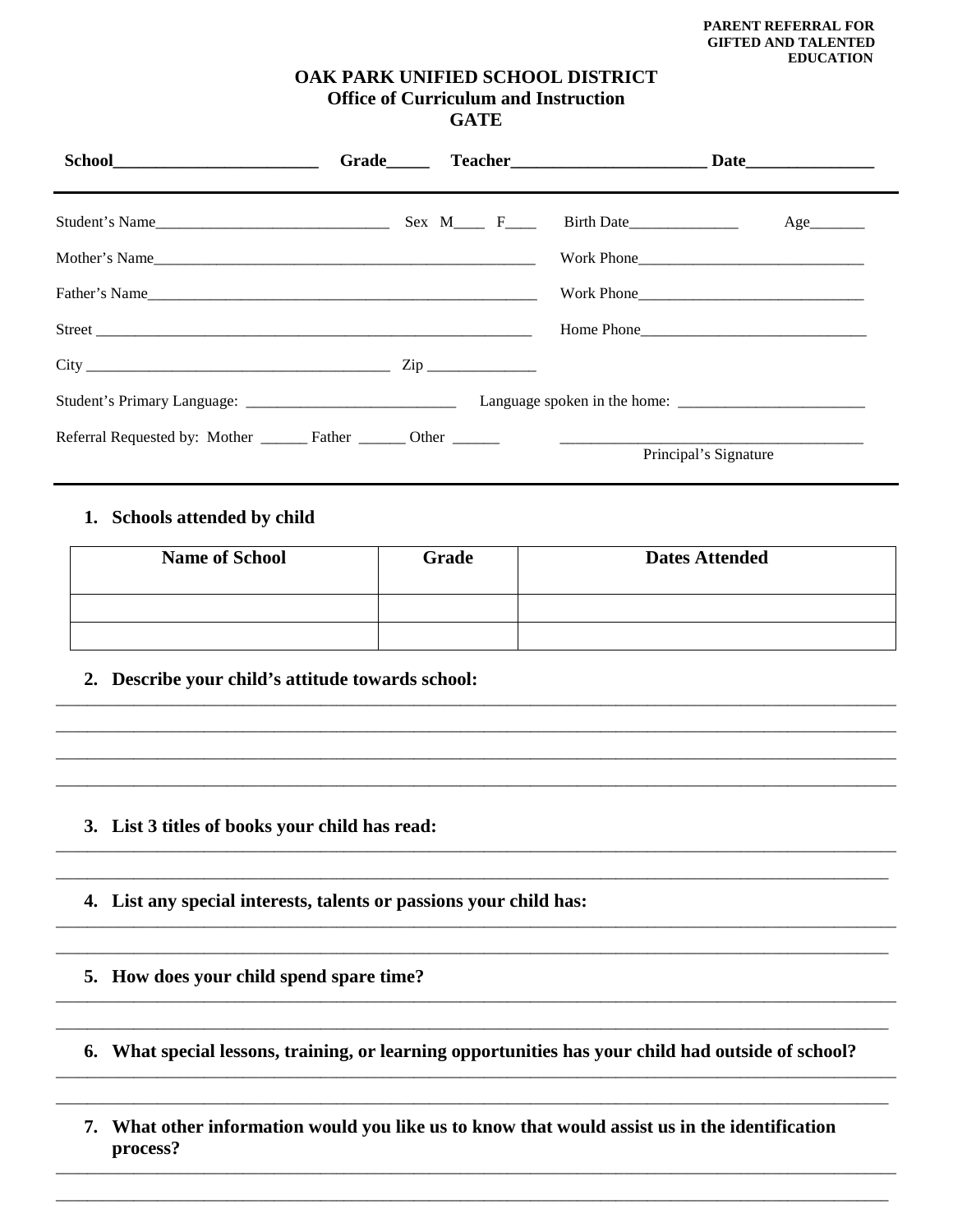**PARENT REFERRAL FOR GIFTED AND TALENTED EDUCATION**

# OAK PARK UNIFIED SCHOOL DISTRICT
## Office of Curriculum and Instruction
## GATE

**School**________________________ **Grade**_____ **Teacher**_______________________ **Date**_______________

---

Student's Name______________________________ Sex M____ F____ Birth Date______________ Age_______

Mother's Name__________________________________________________ Work Phone_____________________________

Father's Name___________________________________________________ Work Phone_____________________________

Street _________________________________________________________ Home Phone_____________________________

City _______________________________________ Zip ______________

Student's Primary Language: ___________________________ Language spoken in the home: ________________________

Referral Requested by: Mother ______ Father ______ Other ______ _____________________________________
Principal's Signature

---

1. **Schools attended by child**

| Name of School | Grade | Dates Attended |
|---|---|---|
| | | |
| | | |

2. **Describe your child's attitude towards school:**

_____________________________________________________________________________________________

_____________________________________________________________________________________________

_____________________________________________________________________________________________

_____________________________________________________________________________________________

3. **List 3 titles of books your child has read:**

_____________________________________________________________________________________________

_____________________________________________________________________________________________

4. **List any special interests, talents or passions your child has:**

_____________________________________________________________________________________________

_____________________________________________________________________________________________

5. **How does your child spend spare time?**

_____________________________________________________________________________________________

_____________________________________________________________________________________________

6. **What special lessons, training, or learning opportunities has your child had outside of school?**

_____________________________________________________________________________________________

_____________________________________________________________________________________________

7. **What other information would you like us to know that would assist us in the identification process?**

_____________________________________________________________________________________________

_____________________________________________________________________________________________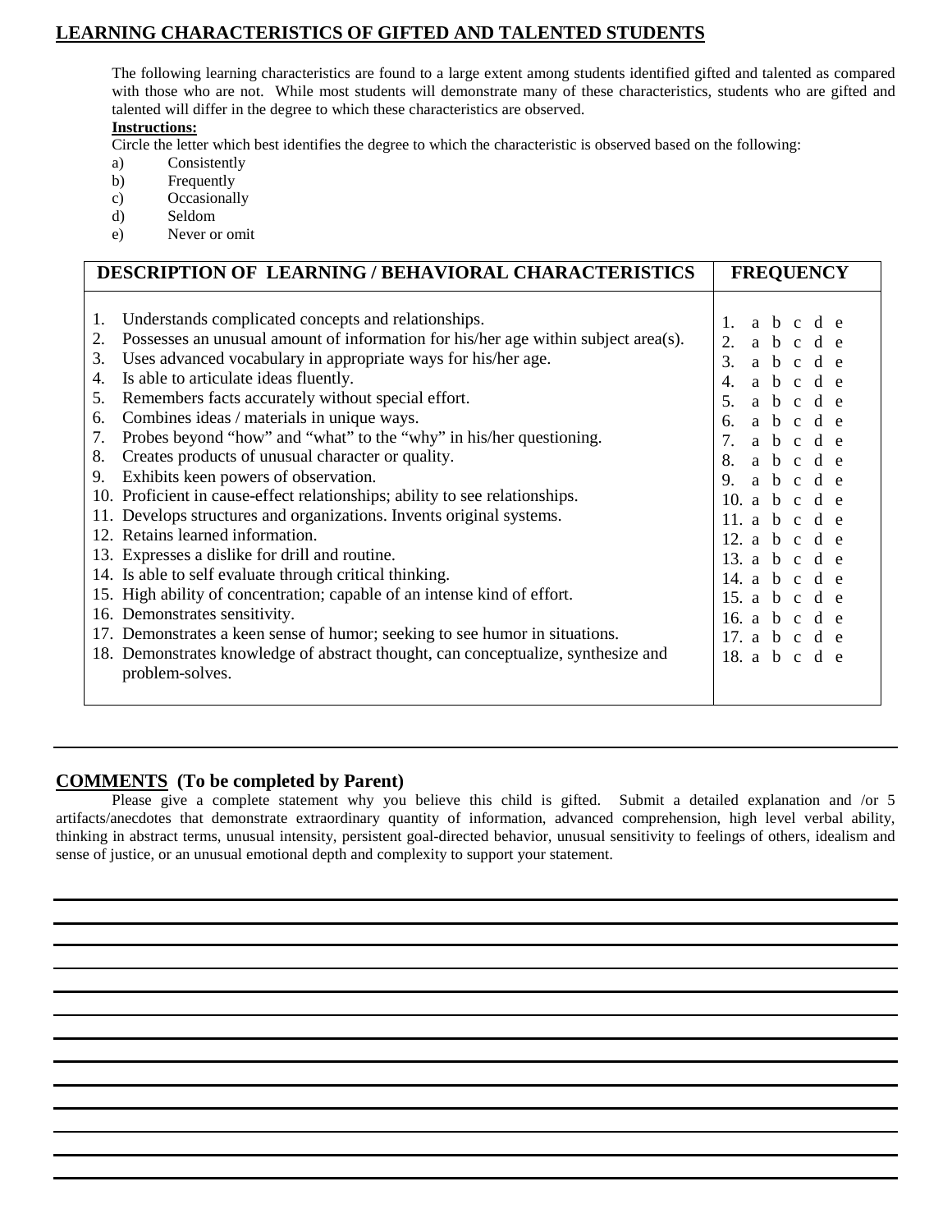## LEARNING CHARACTERISTICS OF GIFTED AND TALENTED STUDENTS

The following learning characteristics are found to a large extent among students identified gifted and talented as compared with those who are not. While most students will demonstrate many of these characteristics, students who are gifted and talented will differ in the degree to which these characteristics are observed.

**Instructions:**

Circle the letter which best identifies the degree to which the characteristic is observed based on the following:

a) Consistently
b) Frequently
c) Occasionally
d) Seldom
e) Never or omit

| DESCRIPTION OF LEARNING / BEHAVIORAL CHARACTERISTICS | FREQUENCY |
|---|---|
| 1. Understands complicated concepts and relationships. | 1. a b c d e |
| 2. Possesses an unusual amount of information for his/her age within subject area(s). | 2. a b c d e |
| 3. Uses advanced vocabulary in appropriate ways for his/her age. | 3. a b c d e |
| 4. Is able to articulate ideas fluently. | 4. a b c d e |
| 5. Remembers facts accurately without special effort. | 5. a b c d e |
| 6. Combines ideas / materials in unique ways. | 6. a b c d e |
| 7. Probes beyond "how" and "what" to the "why" in his/her questioning. | 7. a b c d e |
| 8. Creates products of unusual character or quality. | 8. a b c d e |
| 9. Exhibits keen powers of observation. | 9. a b c d e |
| 10. Proficient in cause-effect relationships; ability to see relationships. | 10. a b c d e |
| 11. Develops structures and organizations. Invents original systems. | 11. a b c d e |
| 12. Retains learned information. | 12. a b c d e |
| 13. Expresses a dislike for drill and routine. | 13. a b c d e |
| 14. Is able to self evaluate through critical thinking. | 14. a b c d e |
| 15. High ability of concentration; capable of an intense kind of effort. | 15. a b c d e |
| 16. Demonstrates sensitivity. | 16. a b c d e |
| 17. Demonstrates a keen sense of humor; seeking to see humor in situations. | 17. a b c d e |
| 18. Demonstrates knowledge of abstract thought, can conceptualize, synthesize and problem-solves. | 18. a b c d e |

---

## COMMENTS (To be completed by Parent)

Please give a complete statement why you believe this child is gifted. Submit a detailed explanation and /or 5 artifacts/anecdotes that demonstrate extraordinary quantity of information, advanced comprehension, high level verbal ability, thinking in abstract terms, unusual intensity, persistent goal-directed behavior, unusual sensitivity to feelings of others, idealism and sense of justice, or an unusual emotional depth and complexity to support your statement.

______________________________________________________________________

______________________________________________________________________

______________________________________________________________________

______________________________________________________________________

______________________________________________________________________

______________________________________________________________________

______________________________________________________________________

______________________________________________________________________

______________________________________________________________________

______________________________________________________________________

______________________________________________________________________

______________________________________________________________________